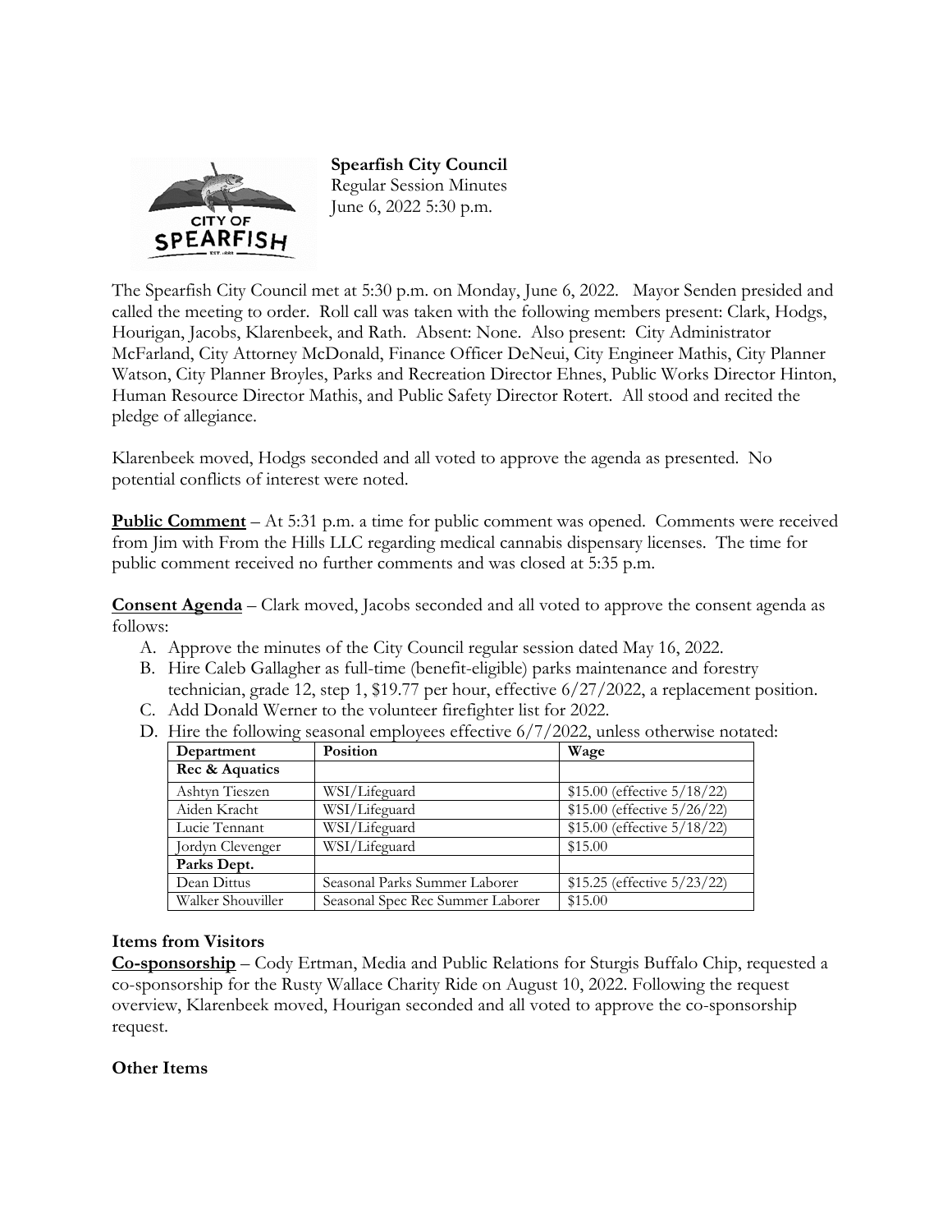**Spearfish City Council**
Regular Session Minutes
June 6, 2022 5:30 p.m.

The Spearfish City Council met at 5:30 p.m. on Monday, June 6, 2022. Mayor Senden presided and called the meeting to order. Roll call was taken with the following members present: Clark, Hodgs, Hourigan, Jacobs, Klarenbeek, and Rath. Absent: None. Also present: City Administrator McFarland, City Attorney McDonald, Finance Officer DeNeui, City Engineer Mathis, City Planner Watson, City Planner Broyles, Parks and Recreation Director Ehnes, Public Works Director Hinton, Human Resource Director Mathis, and Public Safety Director Rotert. All stood and recited the pledge of allegiance.

Klarenbeek moved, Hodgs seconded and all voted to approve the agenda as presented. No potential conflicts of interest were noted.

**Public Comment** – At 5:31 p.m. a time for public comment was opened. Comments were received from Jim with From the Hills LLC regarding medical cannabis dispensary licenses. The time for public comment received no further comments and was closed at 5:35 p.m.

**Consent Agenda** – Clark moved, Jacobs seconded and all voted to approve the consent agenda as follows:

A. Approve the minutes of the City Council regular session dated May 16, 2022.
B. Hire Caleb Gallagher as full-time (benefit-eligible) parks maintenance and forestry technician, grade 12, step 1, $19.77 per hour, effective 6/27/2022, a replacement position.
C. Add Donald Werner to the volunteer firefighter list for 2022.
D. Hire the following seasonal employees effective 6/7/2022, unless otherwise notated:

| Department | Position | Wage |
|---|---|---|
| **Rec & Aquatics** | | |
| Ashtyn Tieszen | WSI/Lifeguard | $15.00 (effective 5/18/22) |
| Aiden Kracht | WSI/Lifeguard | $15.00 (effective 5/26/22) |
| Lucie Tennant | WSI/Lifeguard | $15.00 (effective 5/18/22) |
| Jordyn Clevenger | WSI/Lifeguard | $15.00 |
| **Parks Dept.** | | |
| Dean Dittus | Seasonal Parks Summer Laborer | $15.25 (effective 5/23/22) |
| Walker Shouviller | Seasonal Spec Rec Summer Laborer | $15.00 |

### Items from Visitors

**Co-sponsorship** – Cody Ertman, Media and Public Relations for Sturgis Buffalo Chip, requested a co-sponsorship for the Rusty Wallace Charity Ride on August 10, 2022. Following the request overview, Klarenbeek moved, Hourigan seconded and all voted to approve the co-sponsorship request.

### Other Items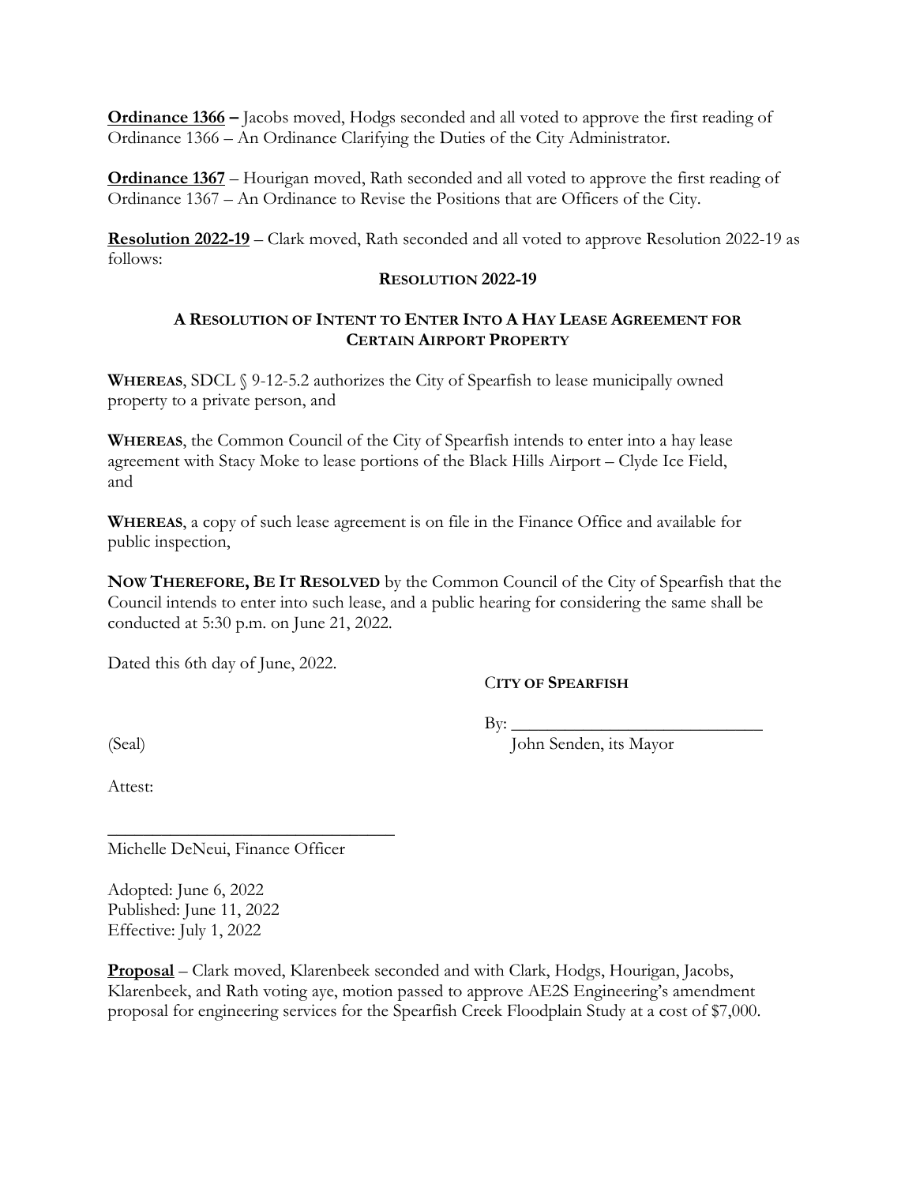**Ordinance 1366 –** Jacobs moved, Hodgs seconded and all voted to approve the first reading of Ordinance 1366 – An Ordinance Clarifying the Duties of the City Administrator.

**Ordinance 1367** – Hourigan moved, Rath seconded and all voted to approve the first reading of Ordinance 1367 – An Ordinance to Revise the Positions that are Officers of the City.

**Resolution 2022-19** – Clark moved, Rath seconded and all voted to approve Resolution 2022-19 as follows:

**RESOLUTION 2022-19**

**A RESOLUTION OF INTENT TO ENTER INTO A HAY LEASE AGREEMENT FOR CERTAIN AIRPORT PROPERTY**

**WHEREAS**, SDCL § 9-12-5.2 authorizes the City of Spearfish to lease municipally owned property to a private person, and

**WHEREAS**, the Common Council of the City of Spearfish intends to enter into a hay lease agreement with Stacy Moke to lease portions of the Black Hills Airport – Clyde Ice Field, and

**WHEREAS**, a copy of such lease agreement is on file in the Finance Office and available for public inspection,

**NOW THEREFORE, BE IT RESOLVED** by the Common Council of the City of Spearfish that the Council intends to enter into such lease, and a public hearing for considering the same shall be conducted at 5:30 p.m. on June 21, 2022.

Dated this 6th day of June, 2022.

**CITY OF SPEARFISH**

By: ____________________________
John Senden, its Mayor

(Seal)

Attest:

________________________________
Michelle DeNeui, Finance Officer

Adopted: June 6, 2022
Published: June 11, 2022
Effective: July 1, 2022

**Proposal** – Clark moved, Klarenbeek seconded and with Clark, Hodgs, Hourigan, Jacobs, Klarenbeek, and Rath voting aye, motion passed to approve AE2S Engineering's amendment proposal for engineering services for the Spearfish Creek Floodplain Study at a cost of $7,000.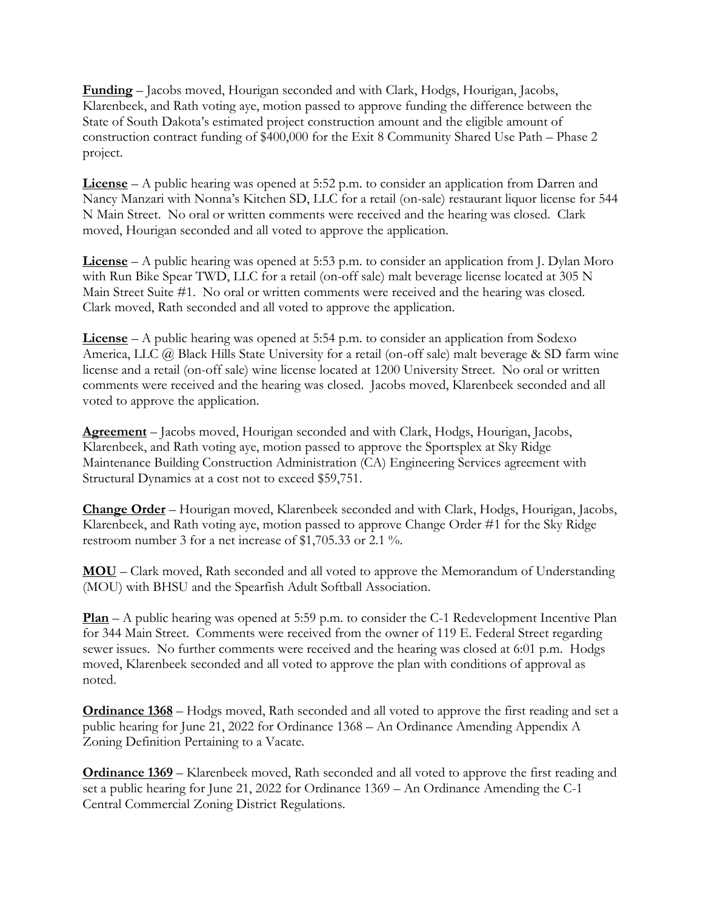**Funding** – Jacobs moved, Hourigan seconded and with Clark, Hodgs, Hourigan, Jacobs, Klarenbeek, and Rath voting aye, motion passed to approve funding the difference between the State of South Dakota's estimated project construction amount and the eligible amount of construction contract funding of $400,000 for the Exit 8 Community Shared Use Path – Phase 2 project.

**License** – A public hearing was opened at 5:52 p.m. to consider an application from Darren and Nancy Manzari with Nonna's Kitchen SD, LLC for a retail (on-sale) restaurant liquor license for 544 N Main Street. No oral or written comments were received and the hearing was closed. Clark moved, Hourigan seconded and all voted to approve the application.

**License** – A public hearing was opened at 5:53 p.m. to consider an application from J. Dylan Moro with Run Bike Spear TWD, LLC for a retail (on-off sale) malt beverage license located at 305 N Main Street Suite #1. No oral or written comments were received and the hearing was closed. Clark moved, Rath seconded and all voted to approve the application.

**License** – A public hearing was opened at 5:54 p.m. to consider an application from Sodexo America, LLC @ Black Hills State University for a retail (on-off sale) malt beverage & SD farm wine license and a retail (on-off sale) wine license located at 1200 University Street. No oral or written comments were received and the hearing was closed. Jacobs moved, Klarenbeek seconded and all voted to approve the application.

**Agreement** – Jacobs moved, Hourigan seconded and with Clark, Hodgs, Hourigan, Jacobs, Klarenbeek, and Rath voting aye, motion passed to approve the Sportsplex at Sky Ridge Maintenance Building Construction Administration (CA) Engineering Services agreement with Structural Dynamics at a cost not to exceed $59,751.

**Change Order** – Hourigan moved, Klarenbeek seconded and with Clark, Hodgs, Hourigan, Jacobs, Klarenbeek, and Rath voting aye, motion passed to approve Change Order #1 for the Sky Ridge restroom number 3 for a net increase of $1,705.33 or 2.1 %.

**MOU** – Clark moved, Rath seconded and all voted to approve the Memorandum of Understanding (MOU) with BHSU and the Spearfish Adult Softball Association.

**Plan** – A public hearing was opened at 5:59 p.m. to consider the C-1 Redevelopment Incentive Plan for 344 Main Street. Comments were received from the owner of 119 E. Federal Street regarding sewer issues. No further comments were received and the hearing was closed at 6:01 p.m. Hodgs moved, Klarenbeek seconded and all voted to approve the plan with conditions of approval as noted.

**Ordinance 1368** – Hodgs moved, Rath seconded and all voted to approve the first reading and set a public hearing for June 21, 2022 for Ordinance 1368 – An Ordinance Amending Appendix A Zoning Definition Pertaining to a Vacate.

**Ordinance 1369** – Klarenbeek moved, Rath seconded and all voted to approve the first reading and set a public hearing for June 21, 2022 for Ordinance 1369 – An Ordinance Amending the C-1 Central Commercial Zoning District Regulations.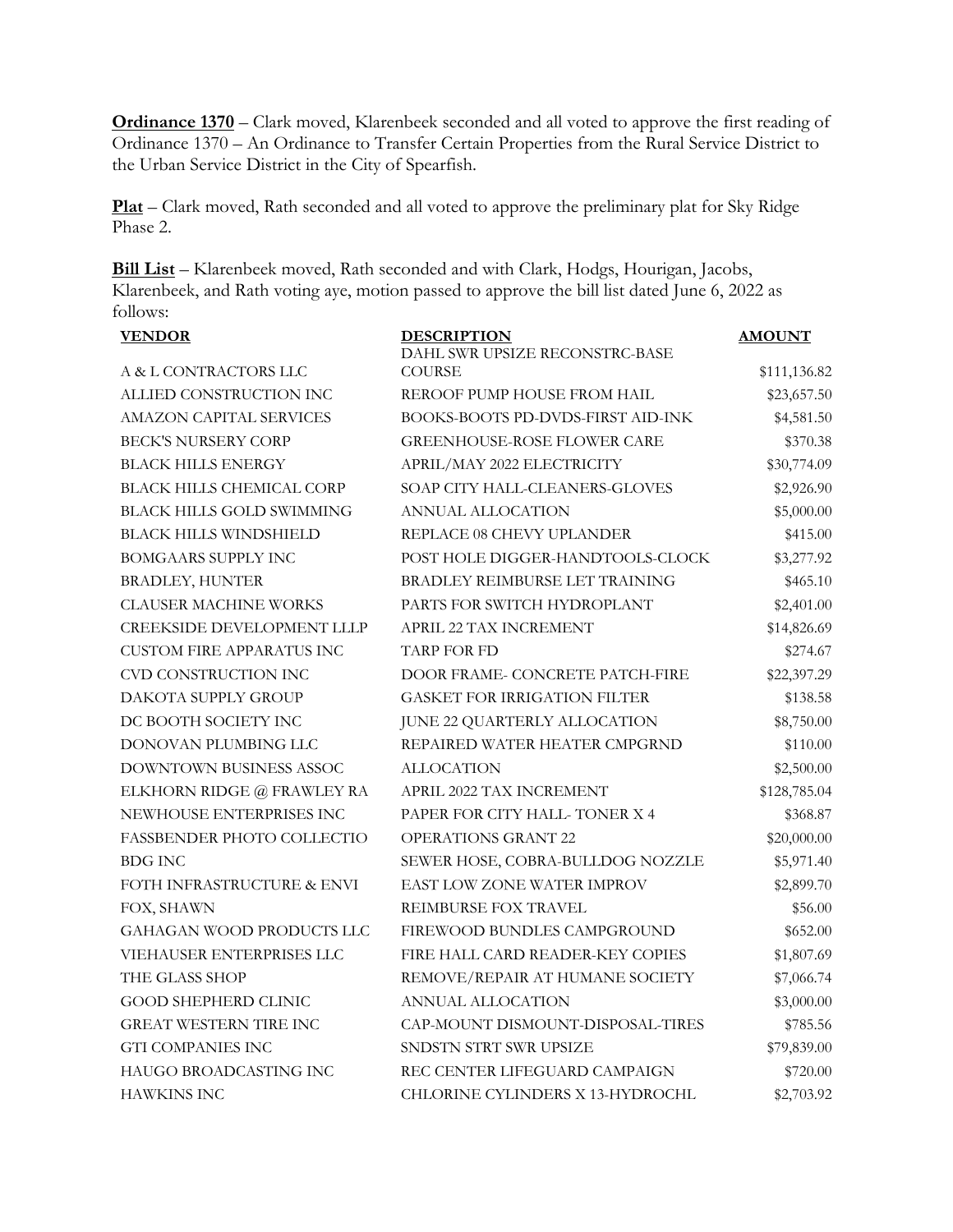**Ordinance 1370** – Clark moved, Klarenbeek seconded and all voted to approve the first reading of Ordinance 1370 – An Ordinance to Transfer Certain Properties from the Rural Service District to the Urban Service District in the City of Spearfish.

**Plat** – Clark moved, Rath seconded and all voted to approve the preliminary plat for Sky Ridge Phase 2.

**Bill List** – Klarenbeek moved, Rath seconded and with Clark, Hodgs, Hourigan, Jacobs, Klarenbeek, and Rath voting aye, motion passed to approve the bill list dated June 6, 2022 as follows:

| VENDOR | DESCRIPTION | AMOUNT |
|---|---|---|
| A & L CONTRACTORS LLC | DAHL SWR UPSIZE RECONSTRC-BASE COURSE | $111,136.82 |
| ALLIED CONSTRUCTION INC | REROOF PUMP HOUSE FROM HAIL | $23,657.50 |
| AMAZON CAPITAL SERVICES | BOOKS-BOOTS PD-DVDS-FIRST AID-INK | $4,581.50 |
| BECK'S NURSERY CORP | GREENHOUSE-ROSE FLOWER CARE | $370.38 |
| BLACK HILLS ENERGY | APRIL/MAY 2022 ELECTRICITY | $30,774.09 |
| BLACK HILLS CHEMICAL CORP | SOAP CITY HALL-CLEANERS-GLOVES | $2,926.90 |
| BLACK HILLS GOLD SWIMMING | ANNUAL ALLOCATION | $5,000.00 |
| BLACK HILLS WINDSHIELD | REPLACE 08 CHEVY UPLANDER | $415.00 |
| BOMGAARS SUPPLY INC | POST HOLE DIGGER-HANDTOOLS-CLOCK | $3,277.92 |
| BRADLEY, HUNTER | BRADLEY REIMBURSE LET TRAINING | $465.10 |
| CLAUSER MACHINE WORKS | PARTS FOR SWITCH HYDROPLANT | $2,401.00 |
| CREEKSIDE DEVELOPMENT LLLP | APRIL 22 TAX INCREMENT | $14,826.69 |
| CUSTOM FIRE APPARATUS INC | TARP FOR FD | $274.67 |
| CVD CONSTRUCTION INC | DOOR FRAME- CONCRETE PATCH-FIRE | $22,397.29 |
| DAKOTA SUPPLY GROUP | GASKET FOR IRRIGATION FILTER | $138.58 |
| DC BOOTH SOCIETY INC | JUNE 22 QUARTERLY ALLOCATION | $8,750.00 |
| DONOVAN PLUMBING LLC | REPAIRED WATER HEATER CMPGRND | $110.00 |
| DOWNTOWN BUSINESS ASSOC | ALLOCATION | $2,500.00 |
| ELKHORN RIDGE @ FRAWLEY RA | APRIL 2022 TAX INCREMENT | $128,785.04 |
| NEWHOUSE ENTERPRISES INC | PAPER FOR CITY HALL- TONER X 4 | $368.87 |
| FASSBENDER PHOTO COLLECTIO | OPERATIONS GRANT 22 | $20,000.00 |
| BDG INC | SEWER HOSE, COBRA-BULLDOG NOZZLE | $5,971.40 |
| FOTH INFRASTRUCTURE & ENVI | EAST LOW ZONE WATER IMPROV | $2,899.70 |
| FOX, SHAWN | REIMBURSE FOX TRAVEL | $56.00 |
| GAHAGAN WOOD PRODUCTS LLC | FIREWOOD BUNDLES CAMPGROUND | $652.00 |
| VIEHAUSER ENTERPRISES LLC | FIRE HALL CARD READER-KEY COPIES | $1,807.69 |
| THE GLASS SHOP | REMOVE/REPAIR AT HUMANE SOCIETY | $7,066.74 |
| GOOD SHEPHERD CLINIC | ANNUAL ALLOCATION | $3,000.00 |
| GREAT WESTERN TIRE INC | CAP-MOUNT DISMOUNT-DISPOSAL-TIRES | $785.56 |
| GTI COMPANIES INC | SNDSTN STRT SWR UPSIZE | $79,839.00 |
| HAUGO BROADCASTING INC | REC CENTER LIFEGUARD CAMPAIGN | $720.00 |
| HAWKINS INC | CHLORINE CYLINDERS X 13-HYDROCHL | $2,703.92 |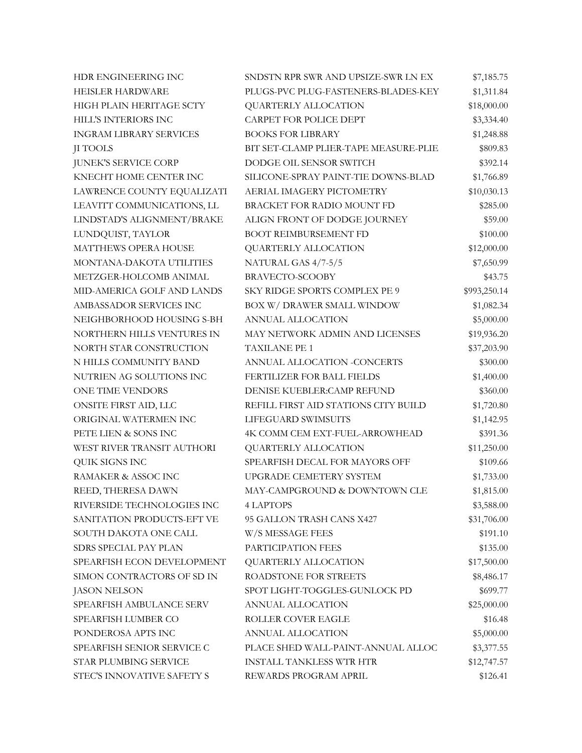| | | |
|---|---|---|
| HDR ENGINEERING INC | SNDSTN RPR SWR AND UPSIZE-SWR LN EX | $7,185.75 |
| HEISLER HARDWARE | PLUGS-PVC PLUG-FASTENERS-BLADES-KEY | $1,311.84 |
| HIGH PLAIN HERITAGE SCTY | QUARTERLY ALLOCATION | $18,000.00 |
| HILL'S INTERIORS INC | CARPET FOR POLICE DEPT | $3,334.40 |
| INGRAM LIBRARY SERVICES | BOOKS FOR LIBRARY | $1,248.88 |
| JI TOOLS | BIT SET-CLAMP PLIER-TAPE MEASURE-PLIE | $809.83 |
| JUNEK'S SERVICE CORP | DODGE OIL SENSOR SWITCH | $392.14 |
| KNECHT HOME CENTER INC | SILICONE-SPRAY PAINT-TIE DOWNS-BLAD | $1,766.89 |
| LAWRENCE COUNTY EQUALIZATI | AERIAL IMAGERY PICTOMETRY | $10,030.13 |
| LEAVITT COMMUNICATIONS, LL | BRACKET FOR RADIO MOUNT FD | $285.00 |
| LINDSTAD'S ALIGNMENT/BRAKE | ALIGN FRONT OF DODGE JOURNEY | $59.00 |
| LUNDQUIST, TAYLOR | BOOT REIMBURSEMENT FD | $100.00 |
| MATTHEWS OPERA HOUSE | QUARTERLY ALLOCATION | $12,000.00 |
| MONTANA-DAKOTA UTILITIES | NATURAL GAS 4/7-5/5 | $7,650.99 |
| METZGER-HOLCOMB ANIMAL | BRAVECTO-SCOOBY | $43.75 |
| MID-AMERICA GOLF AND LANDS | SKY RIDGE SPORTS COMPLEX PE 9 | $993,250.14 |
| AMBASSADOR SERVICES INC | BOX W/ DRAWER SMALL WINDOW | $1,082.34 |
| NEIGHBORHOOD HOUSING S-BH | ANNUAL ALLOCATION | $5,000.00 |
| NORTHERN HILLS VENTURES IN | MAY NETWORK ADMIN AND LICENSES | $19,936.20 |
| NORTH STAR CONSTRUCTION | TAXILANE PE 1 | $37,203.90 |
| N HILLS COMMUNITY BAND | ANNUAL ALLOCATION -CONCERTS | $300.00 |
| NUTRIEN AG SOLUTIONS INC | FERTILIZER FOR BALL FIELDS | $1,400.00 |
| ONE TIME VENDORS | DENISE KUEBLER:CAMP REFUND | $360.00 |
| ONSITE FIRST AID, LLC | REFILL FIRST AID STATIONS CITY BUILD | $1,720.80 |
| ORIGINAL WATERMEN INC | LIFEGUARD SWIMSUITS | $1,142.95 |
| PETE LIEN & SONS INC | 4K COMM CEM EXT-FUEL-ARROWHEAD | $391.36 |
| WEST RIVER TRANSIT AUTHORI | QUARTERLY ALLOCATION | $11,250.00 |
| QUIK SIGNS INC | SPEARFISH DECAL FOR MAYORS OFF | $109.66 |
| RAMAKER & ASSOC INC | UPGRADE CEMETERY SYSTEM | $1,733.00 |
| REED, THERESA DAWN | MAY-CAMPGROUND & DOWNTOWN CLE | $1,815.00 |
| RIVERSIDE TECHNOLOGIES INC | 4 LAPTOPS | $3,588.00 |
| SANITATION PRODUCTS-EFT VE | 95 GALLON TRASH CANS X427 | $31,706.00 |
| SOUTH DAKOTA ONE CALL | W/S MESSAGE FEES | $191.10 |
| SDRS SPECIAL PAY PLAN | PARTICIPATION FEES | $135.00 |
| SPEARFISH ECON DEVELOPMENT | QUARTERLY ALLOCATION | $17,500.00 |
| SIMON CONTRACTORS OF SD IN | ROADSTONE FOR STREETS | $8,486.17 |
| JASON NELSON | SPOT LIGHT-TOGGLES-GUNLOCK PD | $699.77 |
| SPEARFISH AMBULANCE SERV | ANNUAL ALLOCATION | $25,000.00 |
| SPEARFISH LUMBER CO | ROLLER COVER EAGLE | $16.48 |
| PONDEROSA APTS INC | ANNUAL ALLOCATION | $5,000.00 |
| SPEARFISH SENIOR SERVICE C | PLACE SHED WALL-PAINT-ANNUAL ALLOC | $3,377.55 |
| STAR PLUMBING SERVICE | INSTALL TANKLESS WTR HTR | $12,747.57 |
| STEC'S INNOVATIVE SAFETY S | REWARDS PROGRAM APRIL | $126.41 |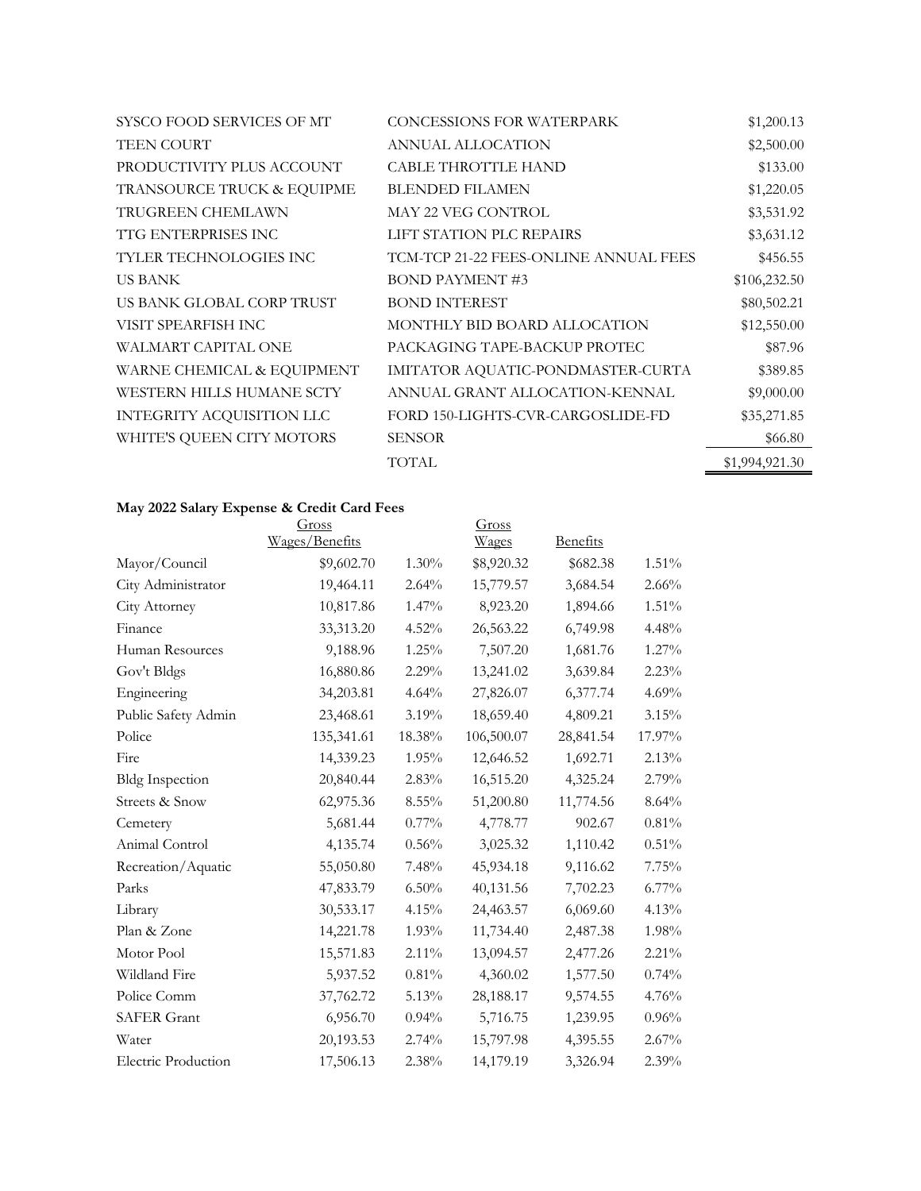| | | |
|---|---|---|
| SYSCO FOOD SERVICES OF MT | CONCESSIONS FOR WATERPARK | $1,200.13 |
| TEEN COURT | ANNUAL ALLOCATION | $2,500.00 |
| PRODUCTIVITY PLUS ACCOUNT | CABLE THROTTLE HAND | $133.00 |
| TRANSOURCE TRUCK & EQUIPME | BLENDED FILAMEN | $1,220.05 |
| TRUGREEN CHEMLAWN | MAY 22 VEG CONTROL | $3,531.92 |
| TTG ENTERPRISES INC | LIFT STATION PLC REPAIRS | $3,631.12 |
| TYLER TECHNOLOGIES INC | TCM-TCP 21-22 FEES-ONLINE ANNUAL FEES | $456.55 |
| US BANK | BOND PAYMENT #3 | $106,232.50 |
| US BANK GLOBAL CORP TRUST | BOND INTEREST | $80,502.21 |
| VISIT SPEARFISH INC | MONTHLY BID BOARD ALLOCATION | $12,550.00 |
| WALMART CAPITAL ONE | PACKAGING TAPE-BACKUP PROTEC | $87.96 |
| WARNE CHEMICAL & EQUIPMENT | IMITATOR AQUATIC-PONDMASTER-CURTA | $389.85 |
| WESTERN HILLS HUMANE SCTY | ANNUAL GRANT ALLOCATION-KENNAL | $9,000.00 |
| INTEGRITY ACQUISITION LLC | FORD 150-LIGHTS-CVR-CARGOSLIDE-FD | $35,271.85 |
| WHITE'S QUEEN CITY MOTORS | SENSOR | $66.80 |
| | TOTAL | $1,994,921.30 |

**May 2022 Salary Expense & Credit Card Fees**

| | Gross Wages/Benefits | | Gross Wages | Benefits | |
|---|---|---|---|---|---|
| Mayor/Council | $9,602.70 | 1.30% | $8,920.32 | $682.38 | 1.51% |
| City Administrator | 19,464.11 | 2.64% | 15,779.57 | 3,684.54 | 2.66% |
| City Attorney | 10,817.86 | 1.47% | 8,923.20 | 1,894.66 | 1.51% |
| Finance | 33,313.20 | 4.52% | 26,563.22 | 6,749.98 | 4.48% |
| Human Resources | 9,188.96 | 1.25% | 7,507.20 | 1,681.76 | 1.27% |
| Gov't Bldgs | 16,880.86 | 2.29% | 13,241.02 | 3,639.84 | 2.23% |
| Engineering | 34,203.81 | 4.64% | 27,826.07 | 6,377.74 | 4.69% |
| Public Safety Admin | 23,468.61 | 3.19% | 18,659.40 | 4,809.21 | 3.15% |
| Police | 135,341.61 | 18.38% | 106,500.07 | 28,841.54 | 17.97% |
| Fire | 14,339.23 | 1.95% | 12,646.52 | 1,692.71 | 2.13% |
| Bldg Inspection | 20,840.44 | 2.83% | 16,515.20 | 4,325.24 | 2.79% |
| Streets & Snow | 62,975.36 | 8.55% | 51,200.80 | 11,774.56 | 8.64% |
| Cemetery | 5,681.44 | 0.77% | 4,778.77 | 902.67 | 0.81% |
| Animal Control | 4,135.74 | 0.56% | 3,025.32 | 1,110.42 | 0.51% |
| Recreation/Aquatic | 55,050.80 | 7.48% | 45,934.18 | 9,116.62 | 7.75% |
| Parks | 47,833.79 | 6.50% | 40,131.56 | 7,702.23 | 6.77% |
| Library | 30,533.17 | 4.15% | 24,463.57 | 6,069.60 | 4.13% |
| Plan & Zone | 14,221.78 | 1.93% | 11,734.40 | 2,487.38 | 1.98% |
| Motor Pool | 15,571.83 | 2.11% | 13,094.57 | 2,477.26 | 2.21% |
| Wildland Fire | 5,937.52 | 0.81% | 4,360.02 | 1,577.50 | 0.74% |
| Police Comm | 37,762.72 | 5.13% | 28,188.17 | 9,574.55 | 4.76% |
| SAFER Grant | 6,956.70 | 0.94% | 5,716.75 | 1,239.95 | 0.96% |
| Water | 20,193.53 | 2.74% | 15,797.98 | 4,395.55 | 2.67% |
| Electric Production | 17,506.13 | 2.38% | 14,179.19 | 3,326.94 | 2.39% |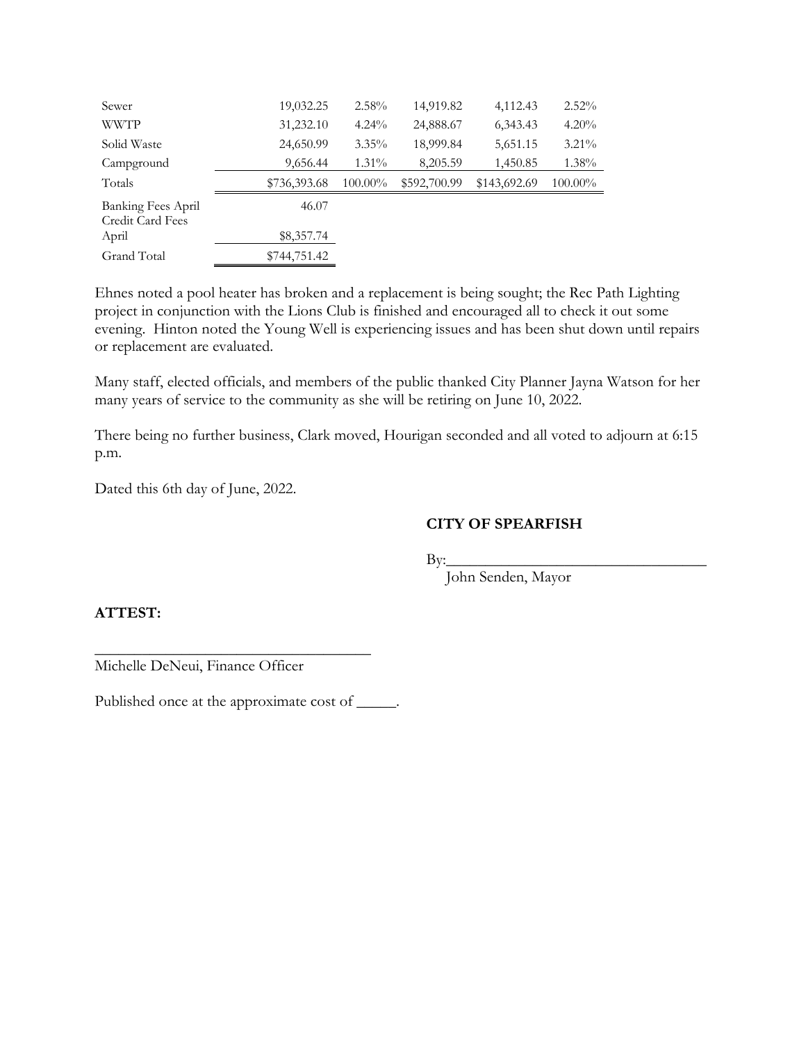| | | | | | |
|---|---|---|---|---|---|
| Sewer | 19,032.25 | 2.58% | 14,919.82 | 4,112.43 | 2.52% |
| WWTP | 31,232.10 | 4.24% | 24,888.67 | 6,343.43 | 4.20% |
| Solid Waste | 24,650.99 | 3.35% | 18,999.84 | 5,651.15 | 3.21% |
| Campground | 9,656.44 | 1.31% | 8,205.59 | 1,450.85 | 1.38% |
| Totals | $736,393.68 | 100.00% | $592,700.99 | $143,692.69 | 100.00% |
| Banking Fees April | 46.07 | | | | |
| Credit Card Fees April | $8,357.74 | | | | |
| Grand Total | $744,751.42 | | | | |

Ehnes noted a pool heater has broken and a replacement is being sought; the Rec Path Lighting project in conjunction with the Lions Club is finished and encouraged all to check it out some evening. Hinton noted the Young Well is experiencing issues and has been shut down until repairs or replacement are evaluated.

Many staff, elected officials, and members of the public thanked City Planner Jayna Watson for her many years of service to the community as she will be retiring on June 10, 2022.

There being no further business, Clark moved, Hourigan seconded and all voted to adjourn at 6:15 p.m.

Dated this 6th day of June, 2022.

**CITY OF SPEARFISH**

By:\_\_\_\_\_\_\_\_\_\_\_\_\_\_\_\_\_\_\_\_\_\_\_\_\_\_\_\_\_\_\_\_\_\_
John Senden, Mayor

**ATTEST:**

\_\_\_\_\_\_\_\_\_\_\_\_\_\_\_\_\_\_\_\_\_\_\_\_\_\_\_\_\_\_\_\_\_\_\_\_
Michelle DeNeui, Finance Officer

Published once at the approximate cost of \_\_\_\_\_.